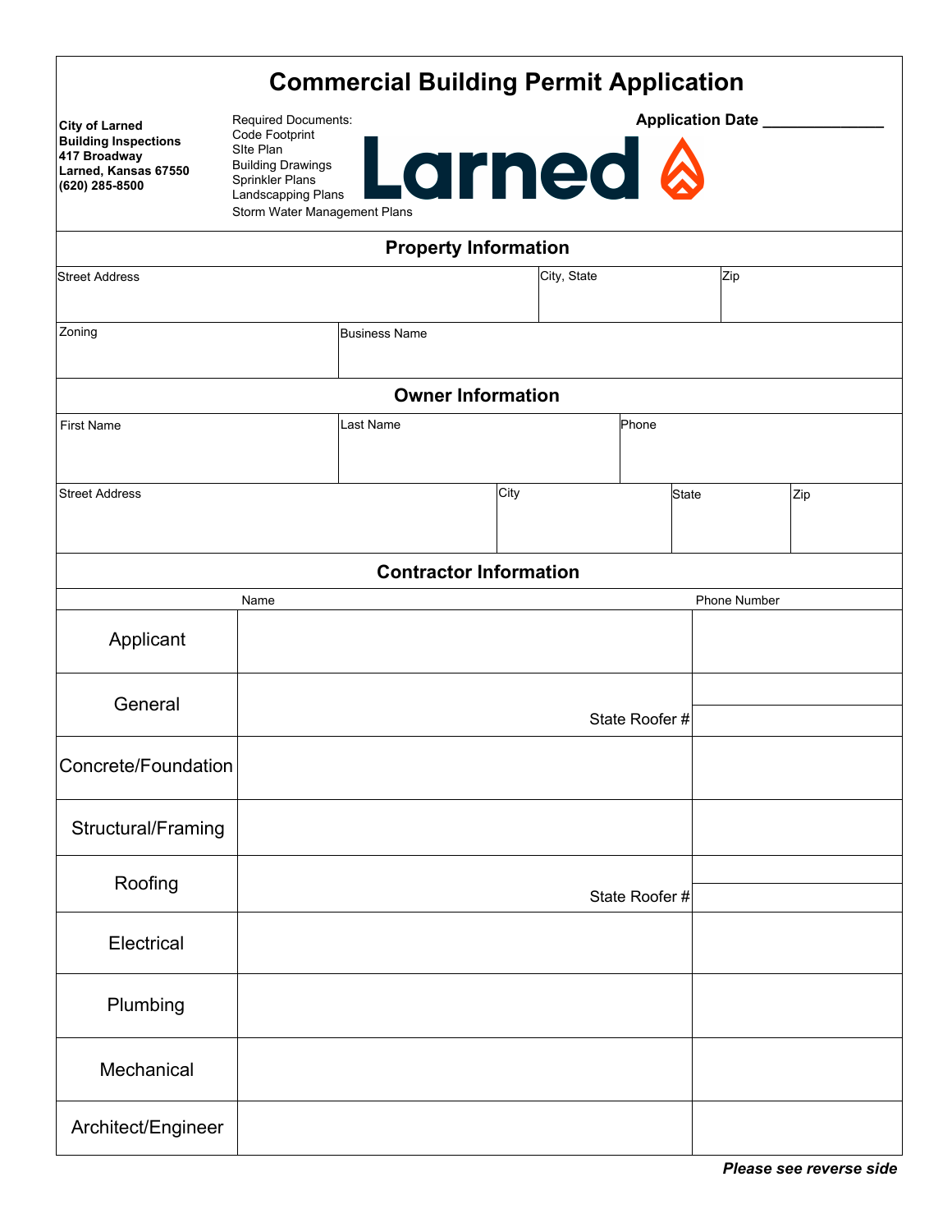# Commercial Building Permit Application

**City of Larned**
**Building Inspections**
**417 Broadway**
**Larned, Kansas 67550**
**(620) 285-8500**

Required Documents:
Code Footprint
SIte Plan
Building Drawings
Sprinkler Plans
Landscapping Plans
Storm Water Management Plans

**Application Date** ______________

Larned

## Property Information

| Street Address | City, State | Zip |
|---|---|---|
| | | |

| Zoning | Business Name |
|---|---|
| | |

## Owner Information

| First Name | Last Name | Phone |
|---|---|---|
| | | |

| Street Address | City | State | Zip |
|---|---|---|---|
| | | | |

## Contractor Information

| | Name | Phone Number |
|---|---|---|
| Applicant | | |
| General | State Roofer # | |
| Concrete/Foundation | | |
| Structural/Framing | | |
| Roofing | State Roofer # | |
| Electrical | | |
| Plumbing | | |
| Mechanical | | |
| Architect/Engineer | | |

***Please see reverse side***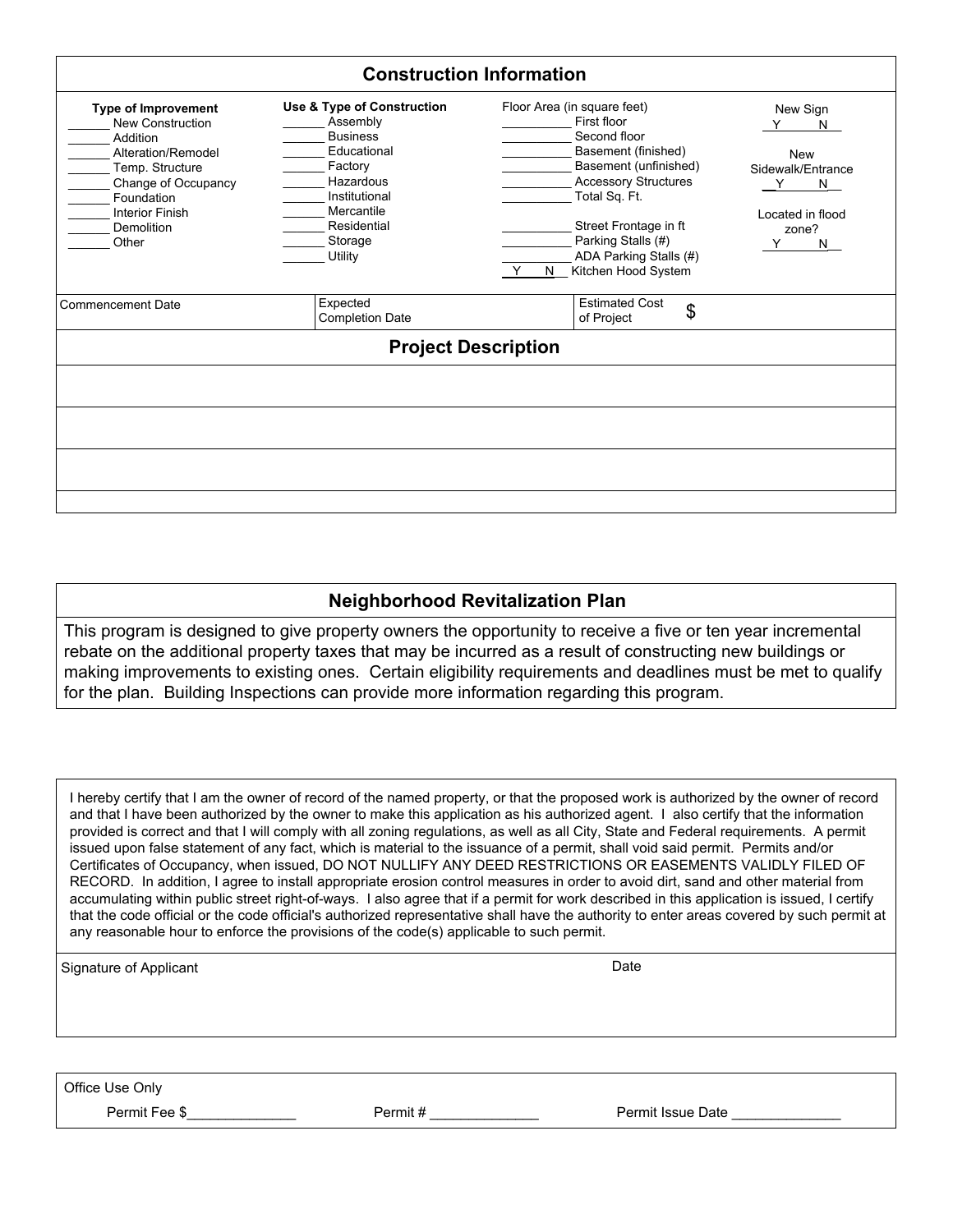## Construction Information

| Type of Improvement | Use & Type of Construction | Floor Area (in square feet) | |
|---|---|---|---|
| ______ New Construction | ______ Assembly | __________ First floor | New Sign Y N |
| ______ Addition | ______ Business | __________ Second floor | |
| ______ Alteration/Remodel | ______ Educational | __________ Basement (finished) | New Sidewalk/Entrance Y N |
| ______ Temp. Structure | ______ Factory | __________ Basement (unfinished) | |
| ______ Change of Occupancy | ______ Hazardous | __________ Accessory Structures | |
| ______ Foundation | ______ Institutional | __________ Total Sq. Ft. | Located in flood zone? Y N |
| ______ Interior Finish | ______ Mercantile | | |
| ______ Demolition | ______ Residential | __________ Street Frontage in ft | |
| ______ Other | ______ Storage | __________ Parking Stalls (#) | |
| | ______ Utility | __________ ADA Parking Stalls (#) | |
| | | Y N Kitchen Hood System | |

| Commencement Date | Expected Completion Date | Estimated Cost of Project $ |
|---|---|---|
| | | |

## Project Description

| |
|---|
| |
| |
| |
| |

## Neighborhood Revitalization Plan

This program is designed to give property owners the opportunity to receive a five or ten year incremental rebate on the additional property taxes that may be incurred as a result of constructing new buildings or making improvements to existing ones. Certain eligibility requirements and deadlines must be met to qualify for the plan. Building Inspections can provide more information regarding this program.

I hereby certify that I am the owner of record of the named property, or that the proposed work is authorized by the owner of record and that I have been authorized by the owner to make this application as his authorized agent. I also certify that the information provided is correct and that I will comply with all zoning regulations, as well as all City, State and Federal requirements. A permit issued upon false statement of any fact, which is material to the issuance of a permit, shall void said permit. Permits and/or Certificates of Occupancy, when issued, DO NOT NULLIFY ANY DEED RESTRICTIONS OR EASEMENTS VALIDLY FILED OF RECORD. In addition, I agree to install appropriate erosion control measures in order to avoid dirt, sand and other material from accumulating within public street right-of-ways. I also agree that if a permit for work described in this application is issued, I certify that the code official or the code official's authorized representative shall have the authority to enter areas covered by such permit at any reasonable hour to enforce the provisions of the code(s) applicable to such permit.

| Signature of Applicant | Date |
|---|---|
| | |

Office Use Only

Permit Fee $______________ Permit # ______________ Permit Issue Date ______________